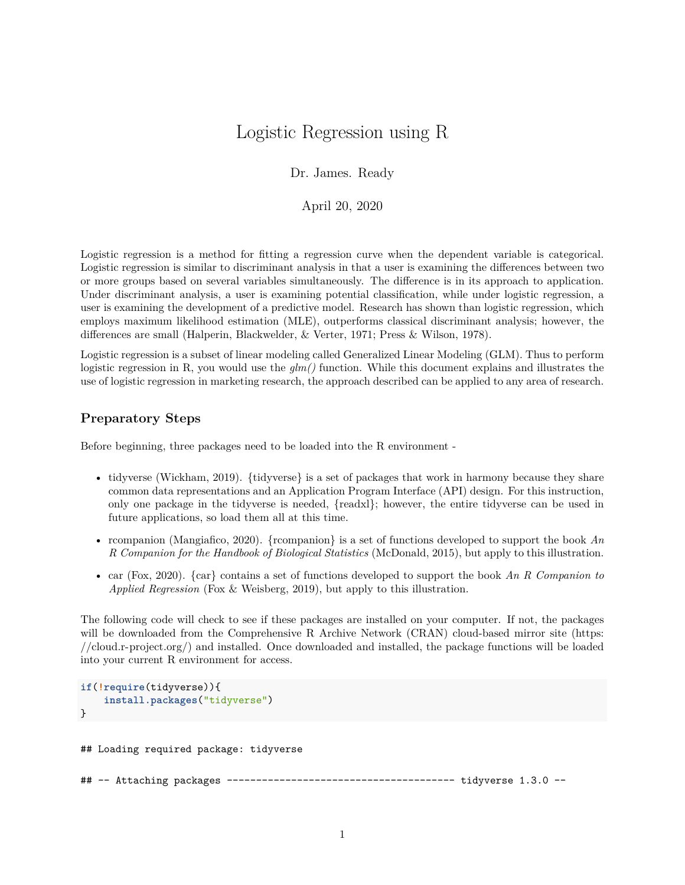# Logistic Regression using R

Dr. James. Ready

April 20, 2020

Logistic regression is a method for fitting a regression curve when the dependent variable is categorical. Logistic regression is similar to discriminant analysis in that a user is examining the differences between two or more groups based on several variables simultaneously. The difference is in its approach to application. Under discriminant analysis, a user is examining potential classification, while under logistic regression, a user is examining the development of a predictive model. Research has shown than logistic regression, which employs maximum likelihood estimation (MLE), outperforms classical discriminant analysis; however, the differences are small (Halperin, Blackwelder, & Verter, 1971; Press & Wilson, 1978).

Logistic regression is a subset of linear modeling called Generalized Linear Modeling (GLM). Thus to perform logistic regression in R, you would use the *glm()* function. While this document explains and illustrates the use of logistic regression in marketing research, the approach described can be applied to any area of research.

## Preparatory Steps

Before beginning, three packages need to be loaded into the R environment -

- tidyverse (Wickham, 2019). {tidyverse} is a set of packages that work in harmony because they share common data representations and an Application Program Interface (API) design. For this instruction, only one package in the tidyverse is needed, {readxl}; however, the entire tidyverse can be used in future applications, so load them all at this time.
- rcompanion (Mangiafico, 2020). {rcompanion} is a set of functions developed to support the book *An R Companion for the Handbook of Biological Statistics* (McDonald, 2015), but apply to this illustration.
- car (Fox, 2020). {car} contains a set of functions developed to support the book *An R Companion to Applied Regression* (Fox & Weisberg, 2019), but apply to this illustration.

The following code will check to see if these packages are installed on your computer. If not, the packages will be downloaded from the Comprehensive R Archive Network (CRAN) cloud-based mirror site (https://cloud.r-project.org/) and installed. Once downloaded and installed, the package functions will be loaded into your current R environment for access.

```
if(!require(tidyverse)){
    install.packages("tidyverse")
}
```

```
## Loading required package: tidyverse

## -- Attaching packages --------------------------------------- tidyverse 1.3.0 --
```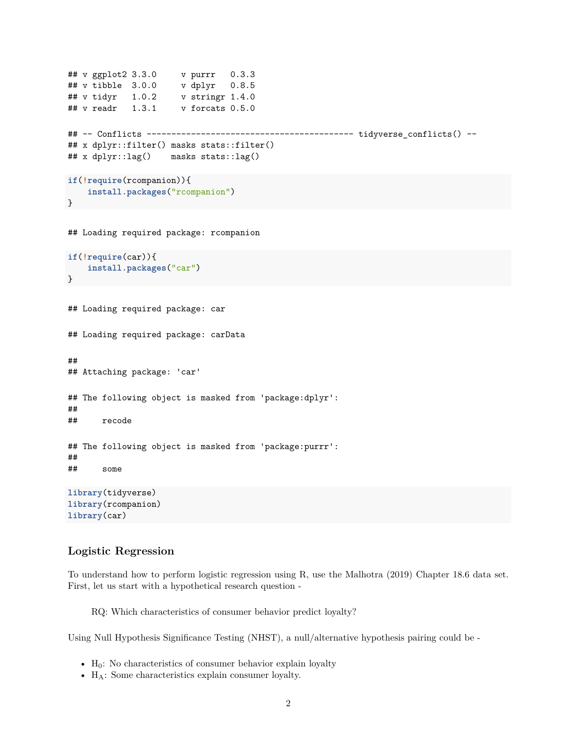```
## v ggplot2 3.3.0     v purrr   0.3.3
## v tibble  3.0.0     v dplyr   0.8.5
## v tidyr   1.0.2     v stringr 1.4.0
## v readr   1.3.1     v forcats 0.5.0

## -- Conflicts ------------------------------------------ tidyverse_conflicts() --
## x dplyr::filter() masks stats::filter()
## x dplyr::lag()    masks stats::lag()
```

```
if(!require(rcompanion)){
    install.packages("rcompanion")
}
```

```
## Loading required package: rcompanion
```

```
if(!require(car)){
    install.packages("car")
}
```

```
## Loading required package: car

## Loading required package: carData

##
## Attaching package: 'car'

## The following object is masked from 'package:dplyr':
##
##     recode

## The following object is masked from 'package:purrr':
##
##     some
```

```
library(tidyverse)
library(rcompanion)
library(car)
```

### Logistic Regression

To understand how to perform logistic regression using R, use the Malhotra (2019) Chapter 18.6 data set. First, let us start with a hypothetical research question -

> RQ: Which characteristics of consumer behavior predict loyalty?

Using Null Hypothesis Significance Testing (NHST), a null/alternative hypothesis pairing could be -

- $H_0$: No characteristics of consumer behavior explain loyalty
- $H_A$: Some characteristics explain consumer loyalty.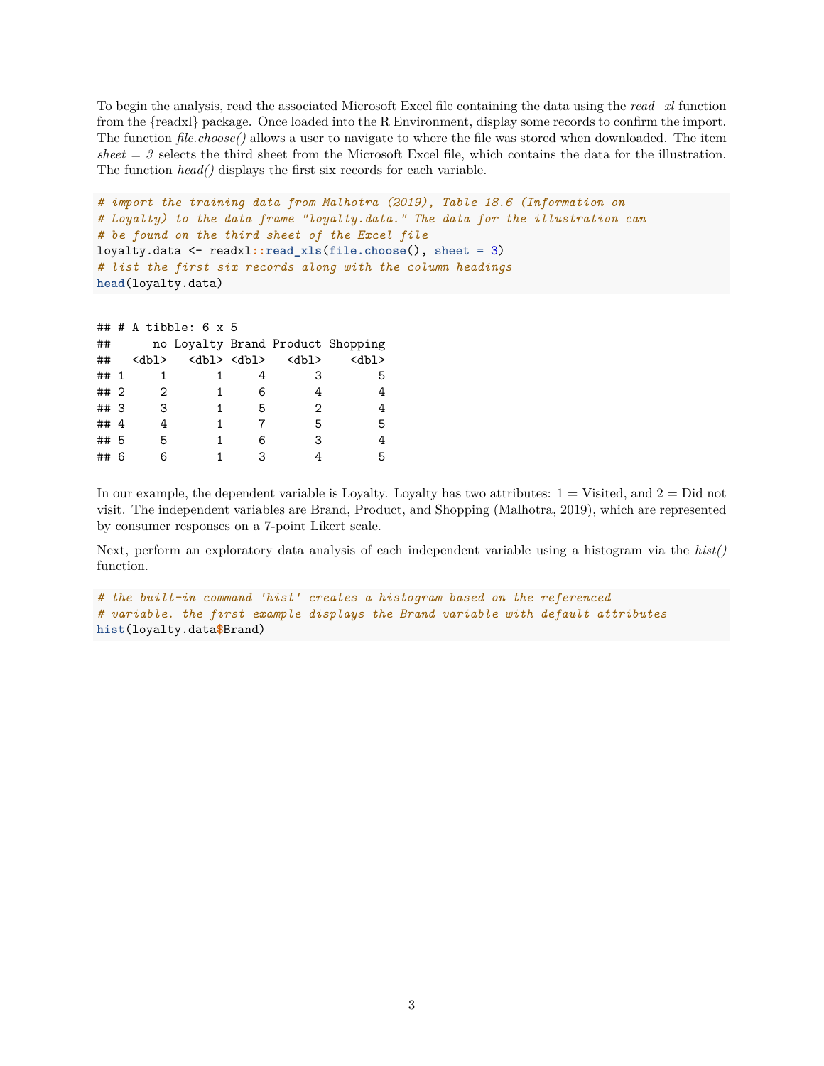To begin the analysis, read the associated Microsoft Excel file containing the data using the *read_xl* function from the {readxl} package. Once loaded into the R Environment, display some records to confirm the import. The function *file.choose()* allows a user to navigate to where the file was stored when downloaded. The item *sheet = 3* selects the third sheet from the Microsoft Excel file, which contains the data for the illustration. The function *head()* displays the first six records for each variable.

```
# import the training data from Malhotra (2019), Table 18.6 (Information on
# Loyalty) to the data frame "loyalty.data." The data for the illustration can
# be found on the third sheet of the Excel file
loyalty.data <- readxl::read_xls(file.choose(), sheet = 3)
# list the first six records along with the column headings
head(loyalty.data)
```

```
## # A tibble: 6 x 5
##      no Loyalty Brand Product Shopping
##   <dbl>   <dbl> <dbl>   <dbl>    <dbl>
## 1     1       1     4       3        5
## 2     2       1     6       4        4
## 3     3       1     5       2        4
## 4     4       1     7       5        5
## 5     5       1     6       3        4
## 6     6       1     3       4        5
```

In our example, the dependent variable is Loyalty. Loyalty has two attributes: 1 = Visited, and 2 = Did not visit. The independent variables are Brand, Product, and Shopping (Malhotra, 2019), which are represented by consumer responses on a 7-point Likert scale.

Next, perform an exploratory data analysis of each independent variable using a histogram via the *hist()* function.

```
# the built-in command 'hist' creates a histogram based on the referenced
# variable. the first example displays the Brand variable with default attributes
hist(loyalty.data$Brand)
```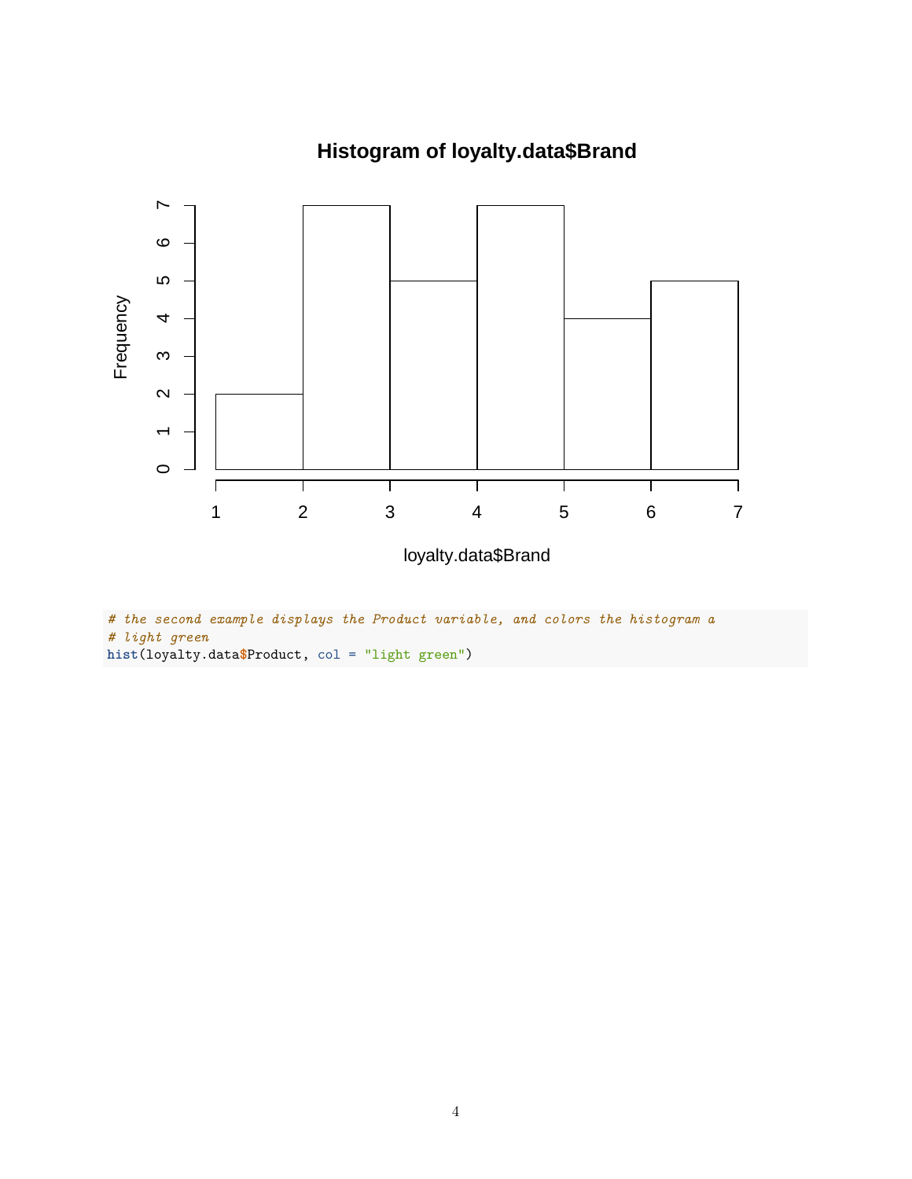```r
# the second example displays the Product variable, and colors the histogram a
# light green
hist(loyalty.data$Product, col = "light green")
```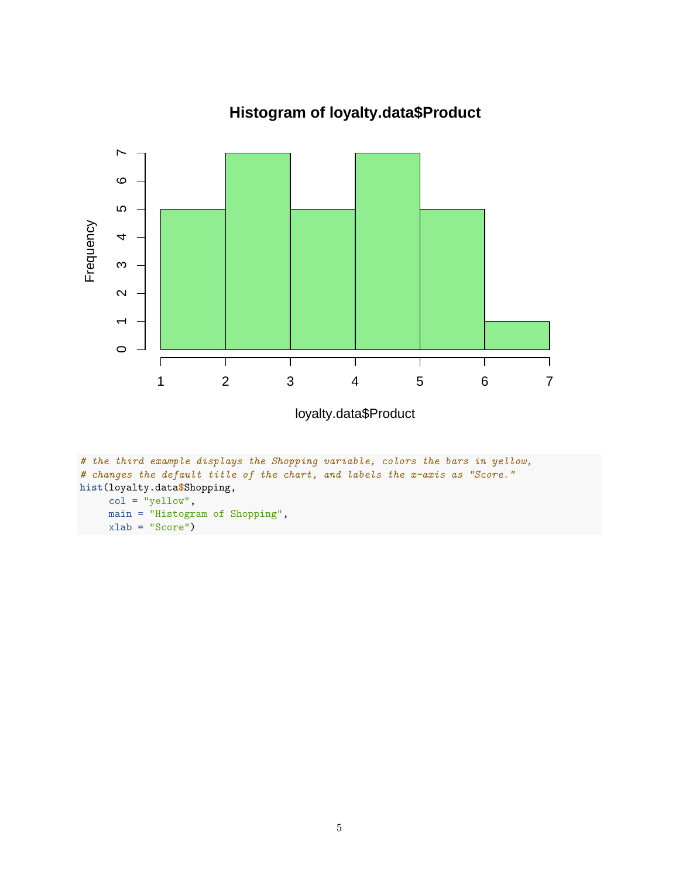```r
# the third example displays the Shopping variable, colors the bars in yellow,
# changes the default title of the chart, and labels the x-axis as "Score."
hist(loyalty.data$Shopping,
     col = "yellow",
     main = "Histogram of Shopping",
     xlab = "Score")
```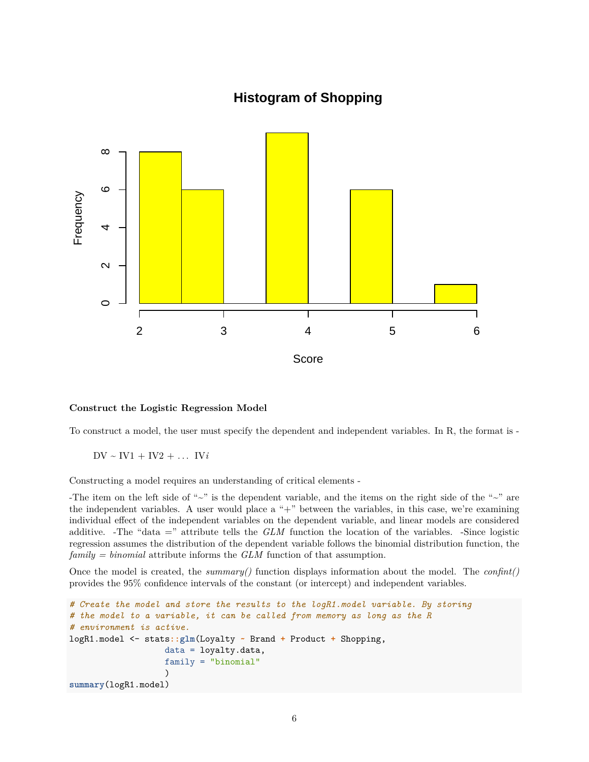**Construct the Logistic Regression Model**

To construct a model, the user must specify the dependent and independent variables. In R, the format is -

DV ~ IV1 + IV2 + … IV$i$

Constructing a model requires an understanding of critical elements -

-The item on the left side of "~" is the dependent variable, and the items on the right side of the "~" are the independent variables. A user would place a "+" between the variables, in this case, we're examining individual effect of the independent variables on the dependent variable, and linear models are considered additive. -The "data =" attribute tells the *GLM* function the location of the variables. -Since logistic regression assumes the distribution of the dependent variable follows the binomial distribution function, the *family = binomial* attribute informs the *GLM* function of that assumption.

Once the model is created, the *summary()* function displays information about the model. The *confint()* provides the 95% confidence intervals of the constant (or intercept) and independent variables.

```
# Create the model and store the results to the logR1.model variable. By storing
# the model to a variable, it can be called from memory as long as the R
# environment is active.
logR1.model <- stats::glm(Loyalty ~ Brand + Product + Shopping,
                  data = loyalty.data,
                  family = "binomial"
                  )
summary(logR1.model)
```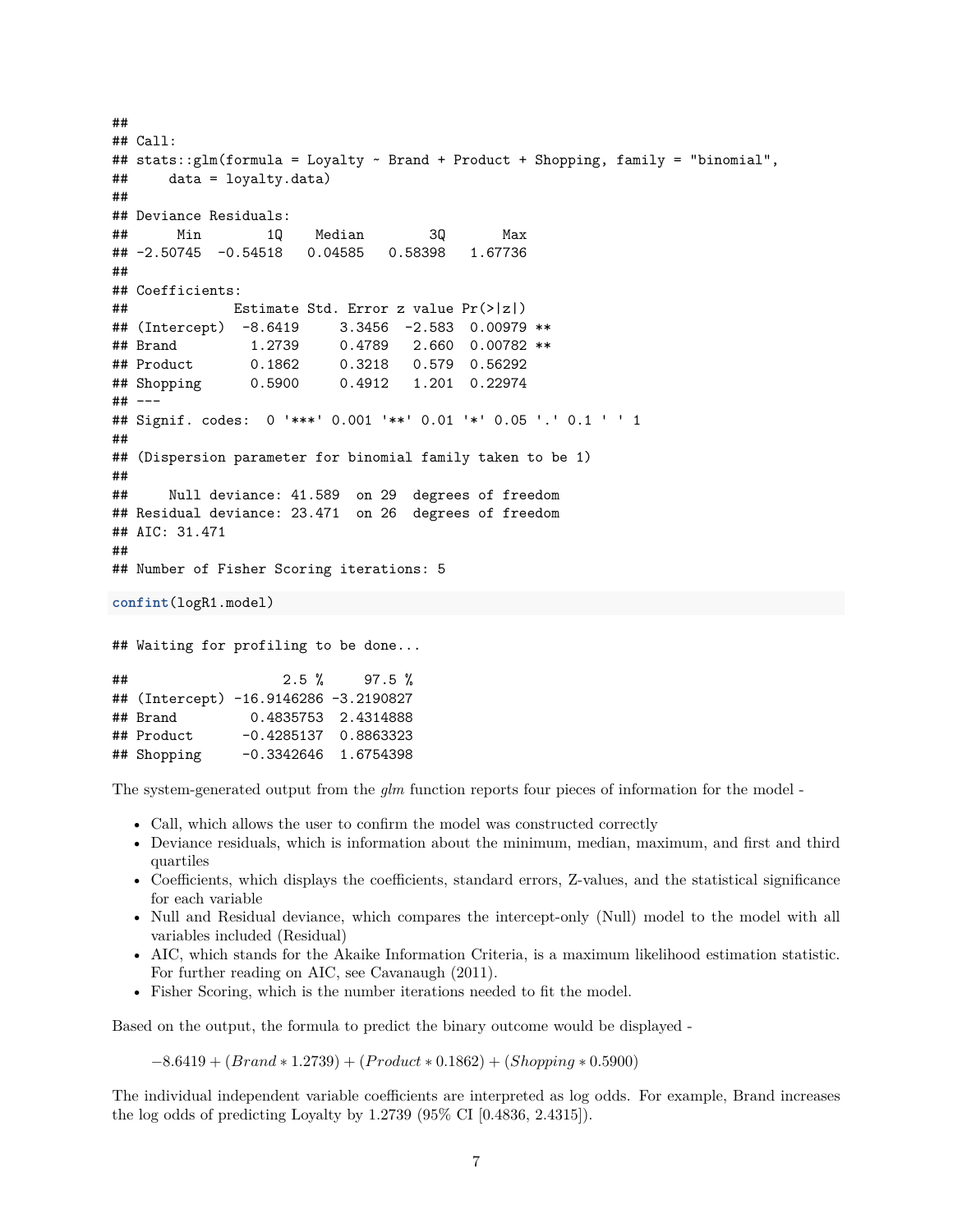```
##
## Call:
## stats::glm(formula = Loyalty ~ Brand + Product + Shopping, family = "binomial",
##     data = loyalty.data)
##
## Deviance Residuals:
##      Min        1Q    Median        3Q       Max
## -2.50745  -0.54518   0.04585   0.58398   1.67736
##
## Coefficients:
##             Estimate Std. Error z value Pr(>|z|)
## (Intercept)  -8.6419     3.3456  -2.583  0.00979 **
## Brand         1.2739     0.4789   2.660  0.00782 **
## Product       0.1862     0.3218   0.579  0.56292
## Shopping      0.5900     0.4912   1.201  0.22974
## ---
## Signif. codes:  0 '***' 0.001 '**' 0.01 '*' 0.05 '.' 0.1 ' ' 1
##
## (Dispersion parameter for binomial family taken to be 1)
##
##     Null deviance: 41.589  on 29  degrees of freedom
## Residual deviance: 23.471  on 26  degrees of freedom
## AIC: 31.471
##
## Number of Fisher Scoring iterations: 5
```

```
confint(logR1.model)
```

```
## Waiting for profiling to be done...
```

```
##                   2.5 %     97.5 %
## (Intercept) -16.9146286 -3.2190827
## Brand         0.4835753  2.4314888
## Product      -0.4285137  0.8863323
## Shopping     -0.3342646  1.6754398
```

The system-generated output from the *glm* function reports four pieces of information for the model -

- Call, which allows the user to confirm the model was constructed correctly
- Deviance residuals, which is information about the minimum, median, maximum, and first and third quartiles
- Coefficients, which displays the coefficients, standard errors, Z-values, and the statistical significance for each variable
- Null and Residual deviance, which compares the intercept-only (Null) model to the model with all variables included (Residual)
- AIC, which stands for the Akaike Information Criteria, is a maximum likelihood estimation statistic. For further reading on AIC, see Cavanaugh (2011).
- Fisher Scoring, which is the number iterations needed to fit the model.

Based on the output, the formula to predict the binary outcome would be displayed -

$$-8.6419 + (Brand * 1.2739) + (Product * 0.1862) + (Shopping * 0.5900)$$

The individual independent variable coefficients are interpreted as log odds. For example, Brand increases the log odds of predicting Loyalty by 1.2739 (95% CI [0.4836, 2.4315]).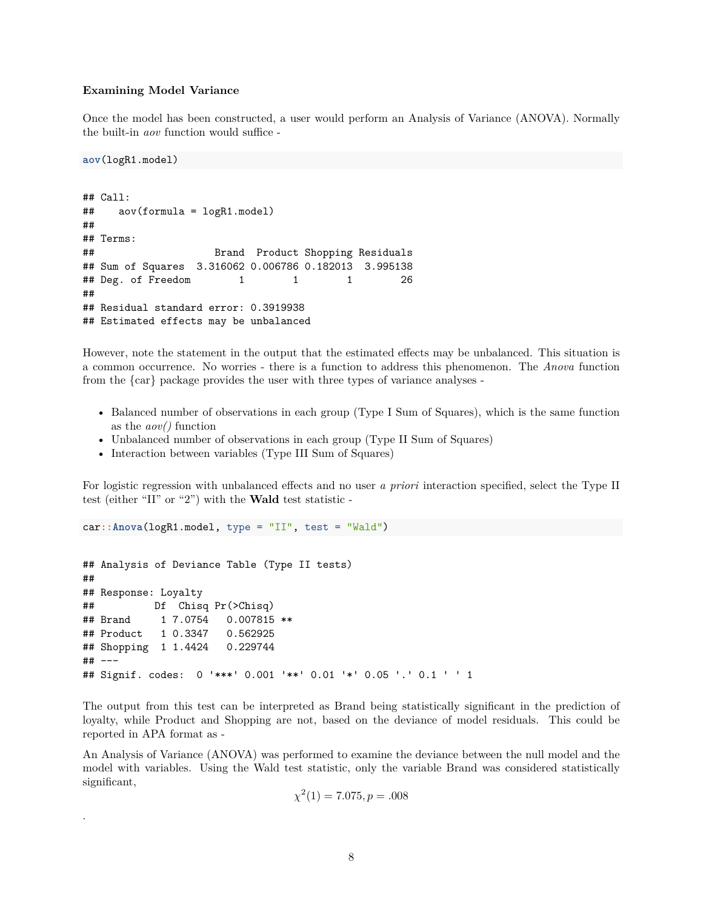**Examining Model Variance**

Once the model has been constructed, a user would perform an Analysis of Variance (ANOVA). Normally the built-in *aov* function would suffice -

```
aov(logR1.model)
```

```
## Call:
##    aov(formula = logR1.model)
##
## Terms:
##                     Brand  Product Shopping Residuals
## Sum of Squares  3.316062 0.006786 0.182013  3.995138
## Deg. of Freedom        1        1        1        26
##
## Residual standard error: 0.3919938
## Estimated effects may be unbalanced
```

However, note the statement in the output that the estimated effects may be unbalanced. This situation is a common occurrence. No worries - there is a function to address this phenomenon. The *Anova* function from the {car} package provides the user with three types of variance analyses -

- Balanced number of observations in each group (Type I Sum of Squares), which is the same function as the *aov()* function
- Unbalanced number of observations in each group (Type II Sum of Squares)
- Interaction between variables (Type III Sum of Squares)

For logistic regression with unbalanced effects and no user *a priori* interaction specified, select the Type II test (either "II" or "2") with the **Wald** test statistic -

```
car::Anova(logR1.model, type = "II", test = "Wald")
```

```
## Analysis of Deviance Table (Type II tests)
##
## Response: Loyalty
##          Df  Chisq Pr(>Chisq)
## Brand     1 7.0754   0.007815 **
## Product   1 0.3347   0.562925
## Shopping  1 1.4424   0.229744
## ---
## Signif. codes:  0 '***' 0.001 '**' 0.01 '*' 0.05 '.' 0.1 ' ' 1
```

The output from this test can be interpreted as Brand being statistically significant in the prediction of loyalty, while Product and Shopping are not, based on the deviance of model residuals. This could be reported in APA format as -

An Analysis of Variance (ANOVA) was performed to examine the deviance between the null model and the model with variables. Using the Wald test statistic, only the variable Brand was considered statistically significant,

$$\chi^2(1) = 7.075, p = .008$$

.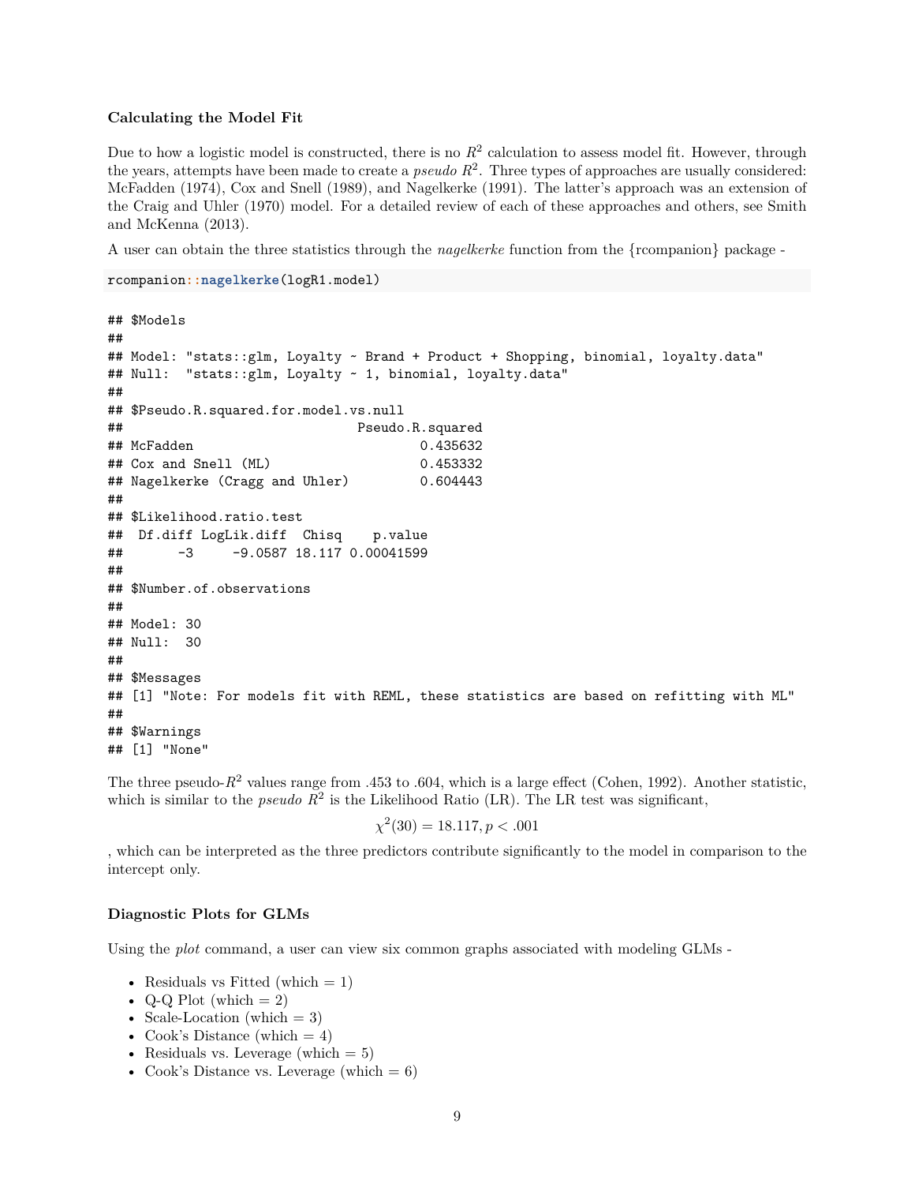### Calculating the Model Fit

Due to how a logistic model is constructed, there is no $R^2$ calculation to assess model fit. However, through the years, attempts have been made to create a *pseudo* $R^2$. Three types of approaches are usually considered: McFadden (1974), Cox and Snell (1989), and Nagelkerke (1991). The latter's approach was an extension of the Craig and Uhler (1970) model. For a detailed review of each of these approaches and others, see Smith and McKenna (2013).

A user can obtain the three statistics through the *nagelkerke* function from the {rcompanion} package -

```
rcompanion::nagelkerke(logR1.model)
```

```
## $Models
##
## Model: "stats::glm, Loyalty ~ Brand + Product + Shopping, binomial, loyalty.data"
## Null:  "stats::glm, Loyalty ~ 1, binomial, loyalty.data"
##
## $Pseudo.R.squared.for.model.vs.null
##                              Pseudo.R.squared
## McFadden                             0.435632
## Cox and Snell (ML)                   0.453332
## Nagelkerke (Cragg and Uhler)         0.604443
##
## $Likelihood.ratio.test
##  Df.diff LogLik.diff  Chisq    p.value
##       -3     -9.0587 18.117 0.00041599
##
## $Number.of.observations
##
## Model: 30
## Null:  30
##
## $Messages
## [1] "Note: For models fit with REML, these statistics are based on refitting with ML"
##
## $Warnings
## [1] "None"
```

The three pseudo-$R^2$ values range from .453 to .604, which is a large effect (Cohen, 1992). Another statistic, which is similar to the *pseudo* $R^2$ is the Likelihood Ratio (LR). The LR test was significant,

$$\chi^2(30) = 18.117, p < .001$$

, which can be interpreted as the three predictors contribute significantly to the model in comparison to the intercept only.

### Diagnostic Plots for GLMs

Using the *plot* command, a user can view six common graphs associated with modeling GLMs -

- Residuals vs Fitted (which = 1)
- Q-Q Plot (which = 2)
- Scale-Location (which = 3)
- Cook's Distance (which = 4)
- Residuals vs. Leverage (which = 5)
- Cook's Distance vs. Leverage (which = 6)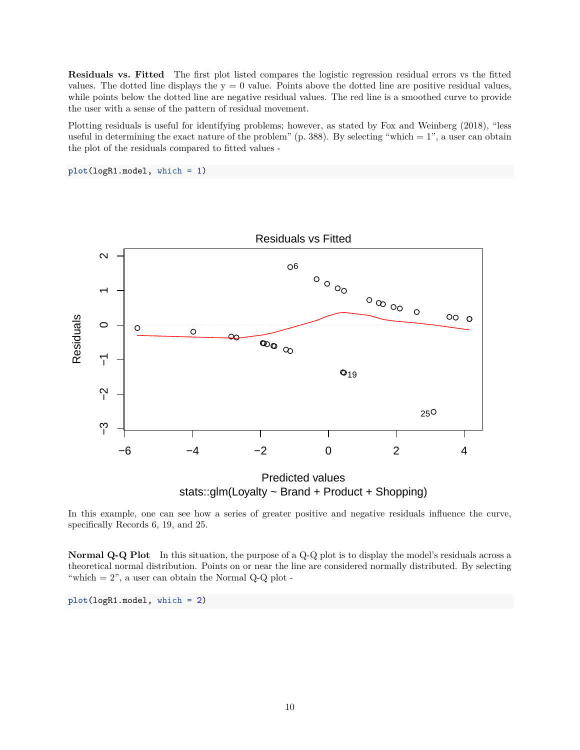**Residuals vs. Fitted** The first plot listed compares the logistic regression residual errors vs the fitted values. The dotted line displays the y = 0 value. Points above the dotted line are positive residual values, while points below the dotted line are negative residual values. The red line is a smoothed curve to provide the user with a sense of the pattern of residual movement.

Plotting residuals is useful for identifying problems; however, as stated by Fox and Weinberg (2018), "less useful in determining the exact nature of the problem" (p. 388). By selecting "which = 1", a user can obtain the plot of the residuals compared to fitted values -

```
plot(logR1.model, which = 1)
```

In this example, one can see how a series of greater positive and negative residuals influence the curve, specifically Records 6, 19, and 25.

**Normal Q-Q Plot** In this situation, the purpose of a Q-Q plot is to display the model's residuals across a theoretical normal distribution. Points on or near the line are considered normally distributed. By selecting "which = 2", a user can obtain the Normal Q-Q plot -

```
plot(logR1.model, which = 2)
```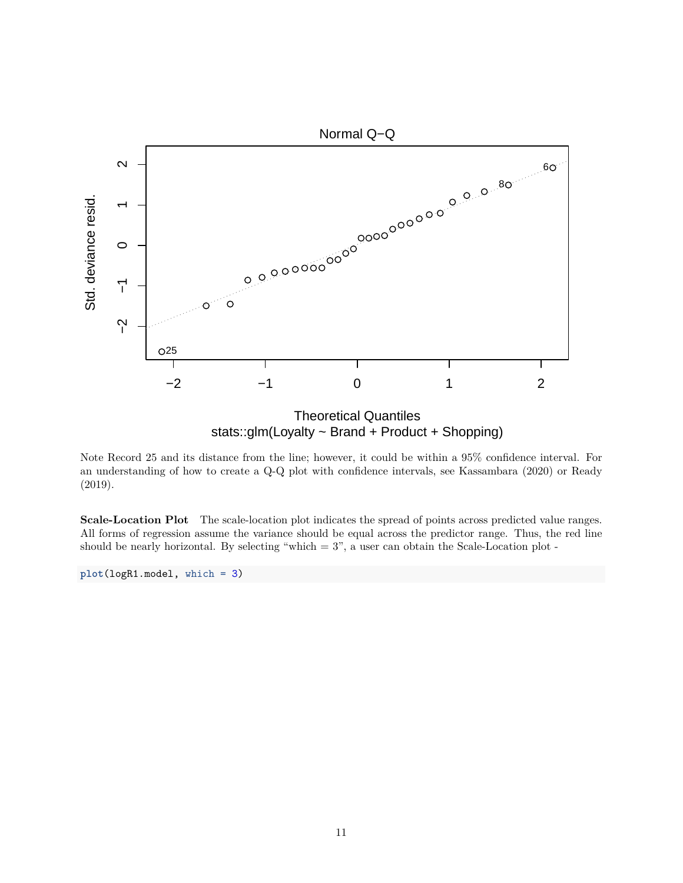Note Record 25 and its distance from the line; however, it could be within a 95% confidence interval. For an understanding of how to create a Q-Q plot with confidence intervals, see Kassambara (2020) or Ready (2019).

**Scale-Location Plot** The scale-location plot indicates the spread of points across predicted value ranges. All forms of regression assume the variance should be equal across the predictor range. Thus, the red line should be nearly horizontal. By selecting "which = 3", a user can obtain the Scale-Location plot -

```
plot(logR1.model, which = 3)
```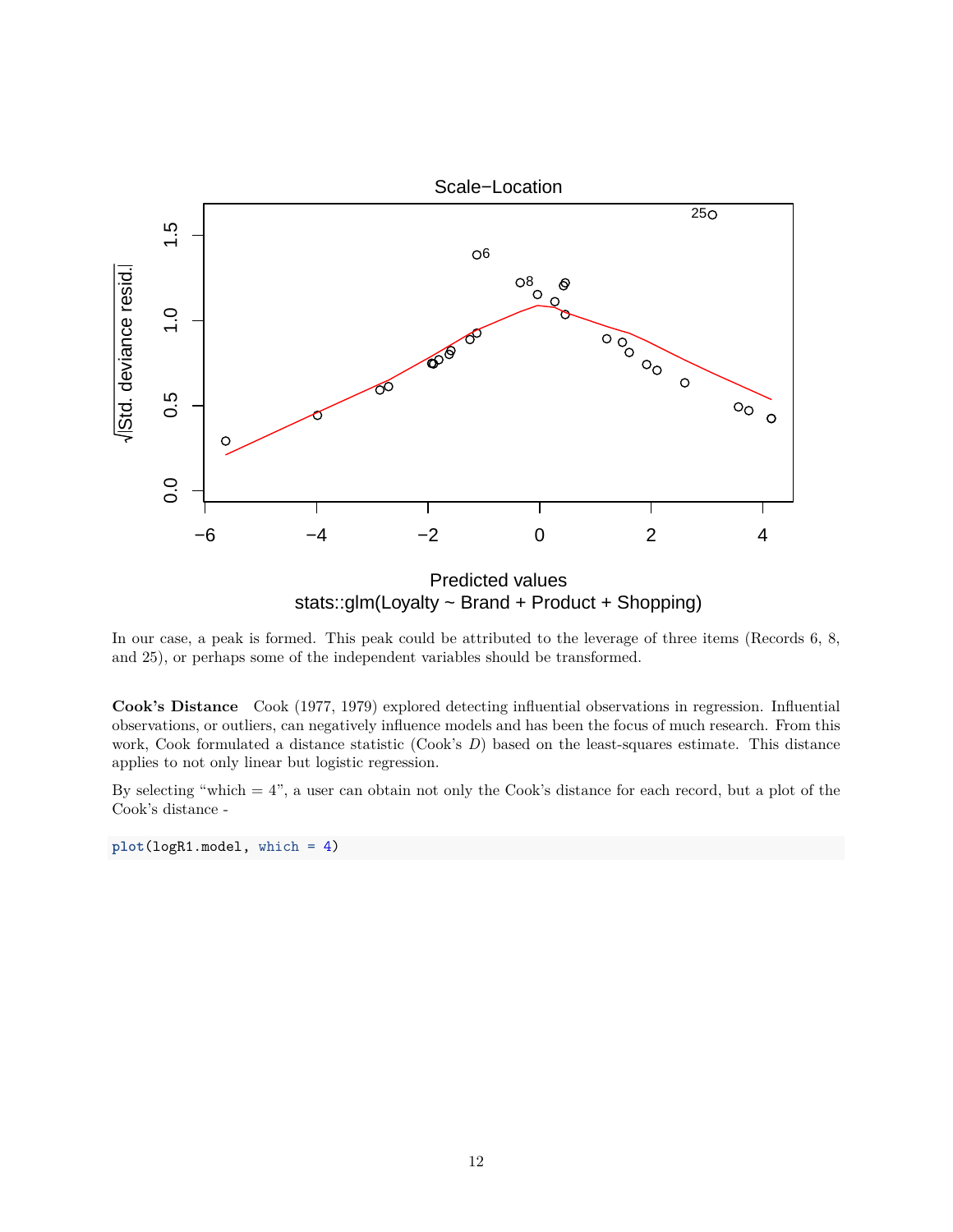In our case, a peak is formed. This peak could be attributed to the leverage of three items (Records 6, 8, and 25), or perhaps some of the independent variables should be transformed.

**Cook's Distance** Cook (1977, 1979) explored detecting influential observations in regression. Influential observations, or outliers, can negatively influence models and has been the focus of much research. From this work, Cook formulated a distance statistic (Cook's $D$) based on the least-squares estimate. This distance applies to not only linear but logistic regression.

By selecting "which = 4", a user can obtain not only the Cook's distance for each record, but a plot of the Cook's distance -

```
plot(logR1.model, which = 4)
```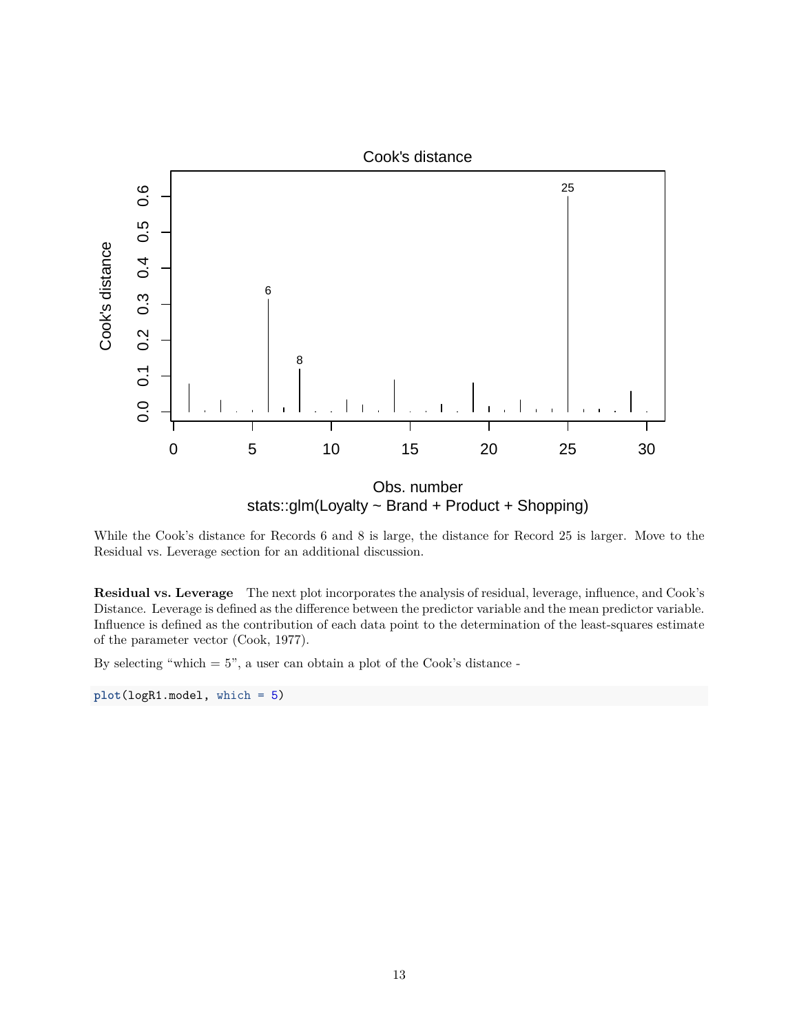While the Cook's distance for Records 6 and 8 is large, the distance for Record 25 is larger. Move to the Residual vs. Leverage section for an additional discussion.

**Residual vs. Leverage** The next plot incorporates the analysis of residual, leverage, influence, and Cook's Distance. Leverage is defined as the difference between the predictor variable and the mean predictor variable. Influence is defined as the contribution of each data point to the determination of the least-squares estimate of the parameter vector (Cook, 1977).

By selecting "which = 5", a user can obtain a plot of the Cook's distance -

```
plot(logR1.model, which = 5)
```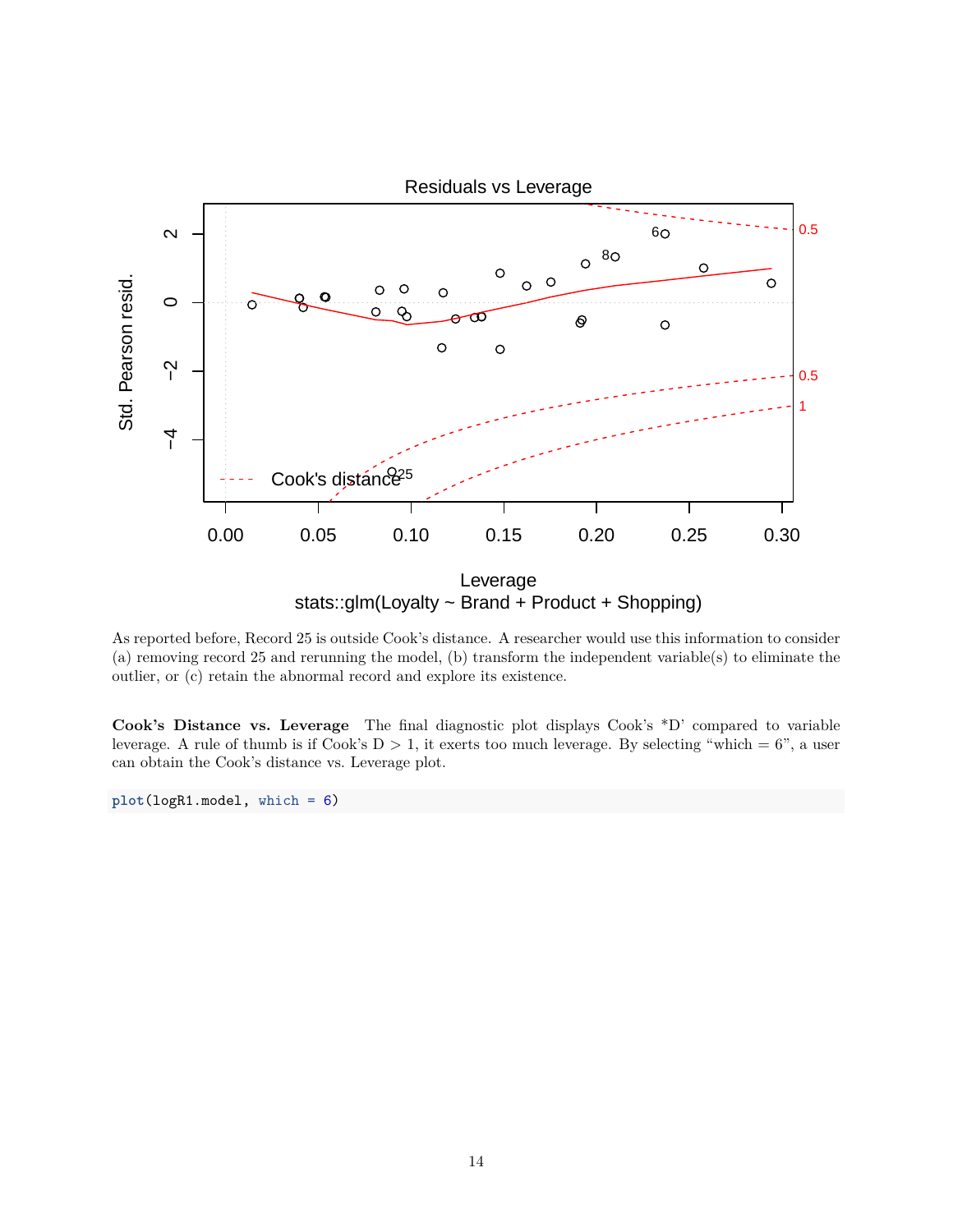As reported before, Record 25 is outside Cook's distance. A researcher would use this information to consider (a) removing record 25 and rerunning the model, (b) transform the independent variable(s) to eliminate the outlier, or (c) retain the abnormal record and explore its existence.

**Cook's Distance vs. Leverage** The final diagnostic plot displays Cook's *D' compared to variable leverage. A rule of thumb is if Cook's D > 1, it exerts too much leverage. By selecting "which = 6", a user can obtain the Cook's distance vs. Leverage plot.

```
plot(logR1.model, which = 6)
```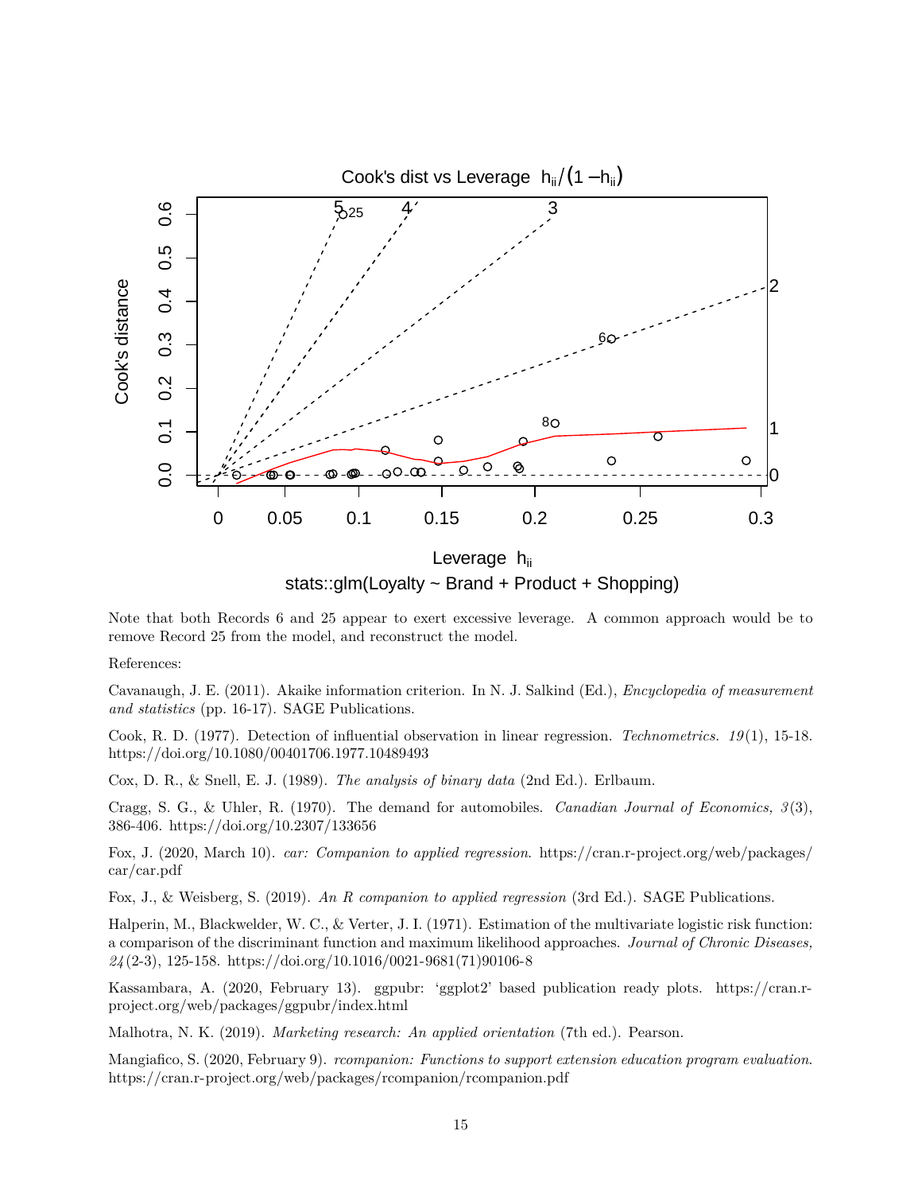Note that both Records 6 and 25 appear to exert excessive leverage. A common approach would be to remove Record 25 from the model, and reconstruct the model.

References:

Cavanaugh, J. E. (2011). Akaike information criterion. In N. J. Salkind (Ed.), *Encyclopedia of measurement and statistics* (pp. 16-17). SAGE Publications.

Cook, R. D. (1977). Detection of influential observation in linear regression. *Technometrics. 19*(1), 15-18. https://doi.org/10.1080/00401706.1977.10489493

Cox, D. R., & Snell, E. J. (1989). *The analysis of binary data* (2nd Ed.). Erlbaum.

Cragg, S. G., & Uhler, R. (1970). The demand for automobiles. *Canadian Journal of Economics, 3*(3), 386-406. https://doi.org/10.2307/133656

Fox, J. (2020, March 10). *car: Companion to applied regression*. https://cran.r-project.org/web/packages/car/car.pdf

Fox, J., & Weisberg, S. (2019). *An R companion to applied regression* (3rd Ed.). SAGE Publications.

Halperin, M., Blackwelder, W. C., & Verter, J. I. (1971). Estimation of the multivariate logistic risk function: a comparison of the discriminant function and maximum likelihood approaches. *Journal of Chronic Diseases, 24*(2-3), 125-158. https://doi.org/10.1016/0021-9681(71)90106-8

Kassambara, A. (2020, February 13). ggpubr: 'ggplot2' based publication ready plots. https://cran.r-project.org/web/packages/ggpubr/index.html

Malhotra, N. K. (2019). *Marketing research: An applied orientation* (7th ed.). Pearson.

Mangiafico, S. (2020, February 9). *rcompanion: Functions to support extension education program evaluation*. https://cran.r-project.org/web/packages/rcompanion/rcompanion.pdf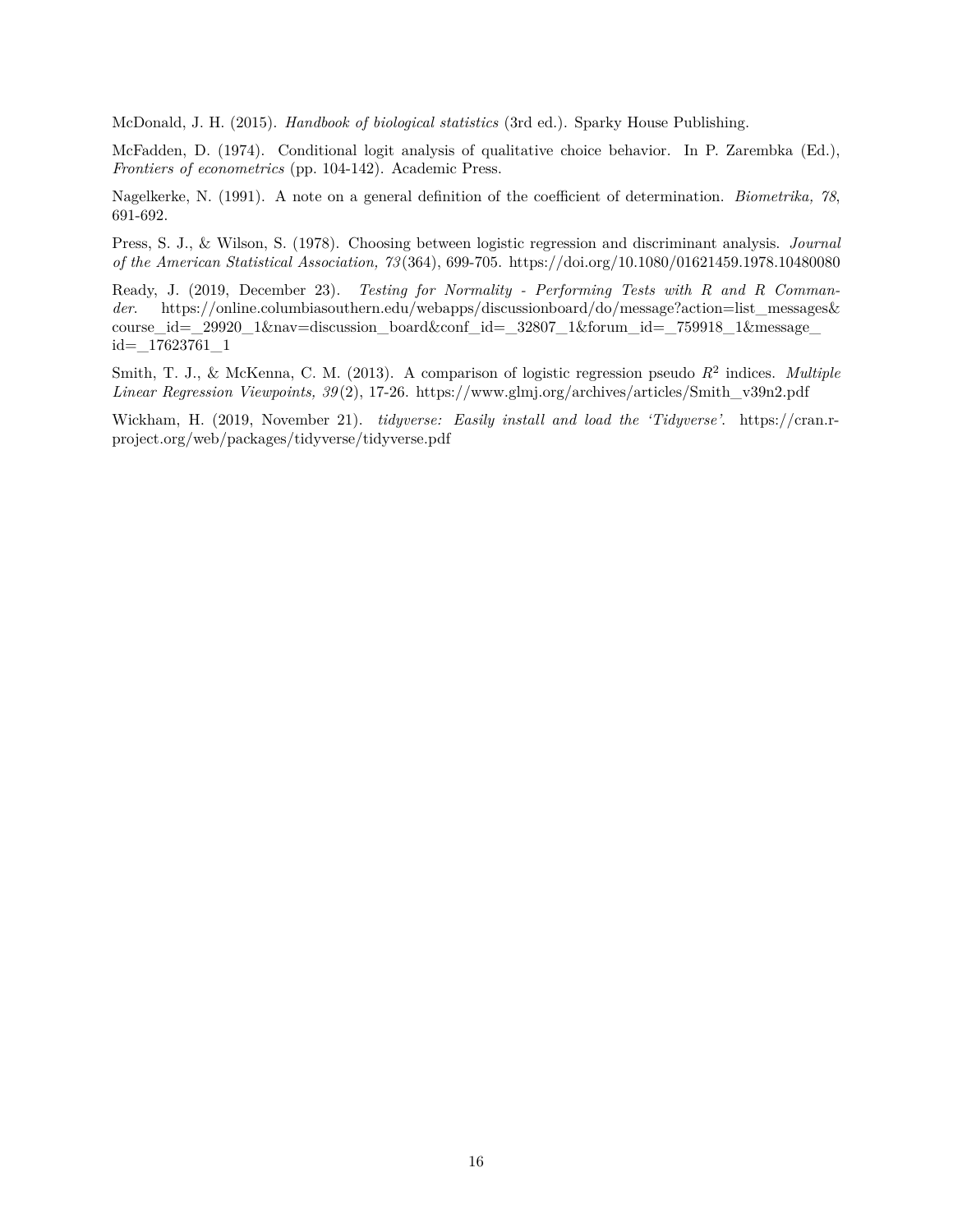McDonald, J. H. (2015). *Handbook of biological statistics* (3rd ed.). Sparky House Publishing.

McFadden, D. (1974). Conditional logit analysis of qualitative choice behavior. In P. Zarembka (Ed.), *Frontiers of econometrics* (pp. 104-142). Academic Press.

Nagelkerke, N. (1991). A note on a general definition of the coefficient of determination. *Biometrika, 78*, 691-692.

Press, S. J., & Wilson, S. (1978). Choosing between logistic regression and discriminant analysis. *Journal of the American Statistical Association, 73*(364), 699-705. https://doi.org/10.1080/01621459.1978.10480080

Ready, J. (2019, December 23). *Testing for Normality - Performing Tests with R and R Commander*. https://online.columbiasouthern.edu/webapps/discussionboard/do/message?action=list_messages&course_id=_29920_1&nav=discussion_board&conf_id=_32807_1&forum_id=_759918_1&message_id=_17623761_1

Smith, T. J., & McKenna, C. M. (2013). A comparison of logistic regression pseudo $R^2$ indices. *Multiple Linear Regression Viewpoints, 39*(2), 17-26. https://www.glmj.org/archives/articles/Smith_v39n2.pdf

Wickham, H. (2019, November 21). *tidyverse: Easily install and load the 'Tidyverse'*. https://cran.r-project.org/web/packages/tidyverse/tidyverse.pdf